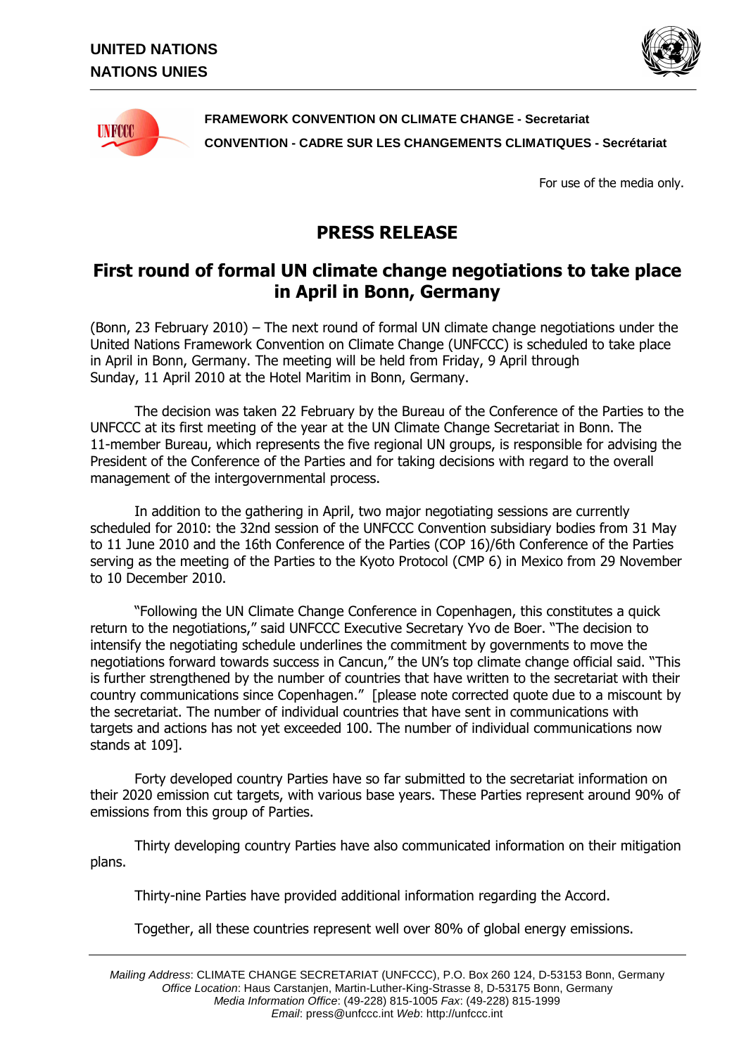**UNITED NATIONS**
**NATIONS UNIES**

**FRAMEWORK CONVENTION ON CLIMATE CHANGE - Secretariat**
**CONVENTION - CADRE SUR LES CHANGEMENTS CLIMATIQUES - Secrétariat**

For use of the media only.

# PRESS RELEASE

## First round of formal UN climate change negotiations to take place in April in Bonn, Germany

(Bonn, 23 February 2010) – The next round of formal UN climate change negotiations under the United Nations Framework Convention on Climate Change (UNFCCC) is scheduled to take place in April in Bonn, Germany. The meeting will be held from Friday, 9 April through Sunday, 11 April 2010 at the Hotel Maritim in Bonn, Germany.

The decision was taken 22 February by the Bureau of the Conference of the Parties to the UNFCCC at its first meeting of the year at the UN Climate Change Secretariat in Bonn. The 11-member Bureau, which represents the five regional UN groups, is responsible for advising the President of the Conference of the Parties and for taking decisions with regard to the overall management of the intergovernmental process.

In addition to the gathering in April, two major negotiating sessions are currently scheduled for 2010: the 32nd session of the UNFCCC Convention subsidiary bodies from 31 May to 11 June 2010 and the 16th Conference of the Parties (COP 16)/6th Conference of the Parties serving as the meeting of the Parties to the Kyoto Protocol (CMP 6) in Mexico from 29 November to 10 December 2010.

"Following the UN Climate Change Conference in Copenhagen, this constitutes a quick return to the negotiations," said UNFCCC Executive Secretary Yvo de Boer. "The decision to intensify the negotiating schedule underlines the commitment by governments to move the negotiations forward towards success in Cancun," the UN's top climate change official said. "This is further strengthened by the number of countries that have written to the secretariat with their country communications since Copenhagen." [please note corrected quote due to a miscount by the secretariat. The number of individual countries that have sent in communications with targets and actions has not yet exceeded 100. The number of individual communications now stands at 109].

Forty developed country Parties have so far submitted to the secretariat information on their 2020 emission cut targets, with various base years. These Parties represent around 90% of emissions from this group of Parties.

Thirty developing country Parties have also communicated information on their mitigation plans.

Thirty-nine Parties have provided additional information regarding the Accord.

Together, all these countries represent well over 80% of global energy emissions.

*Mailing Address*: CLIMATE CHANGE SECRETARIAT (UNFCCC), P.O. Box 260 124, D-53153 Bonn, Germany
*Office Location*: Haus Carstanjen, Martin-Luther-King-Strasse 8, D-53175 Bonn, Germany
*Media Information Office*: (49-228) 815-1005 *Fax*: (49-228) 815-1999
*Email*: press@unfccc.int *Web*: http://unfccc.int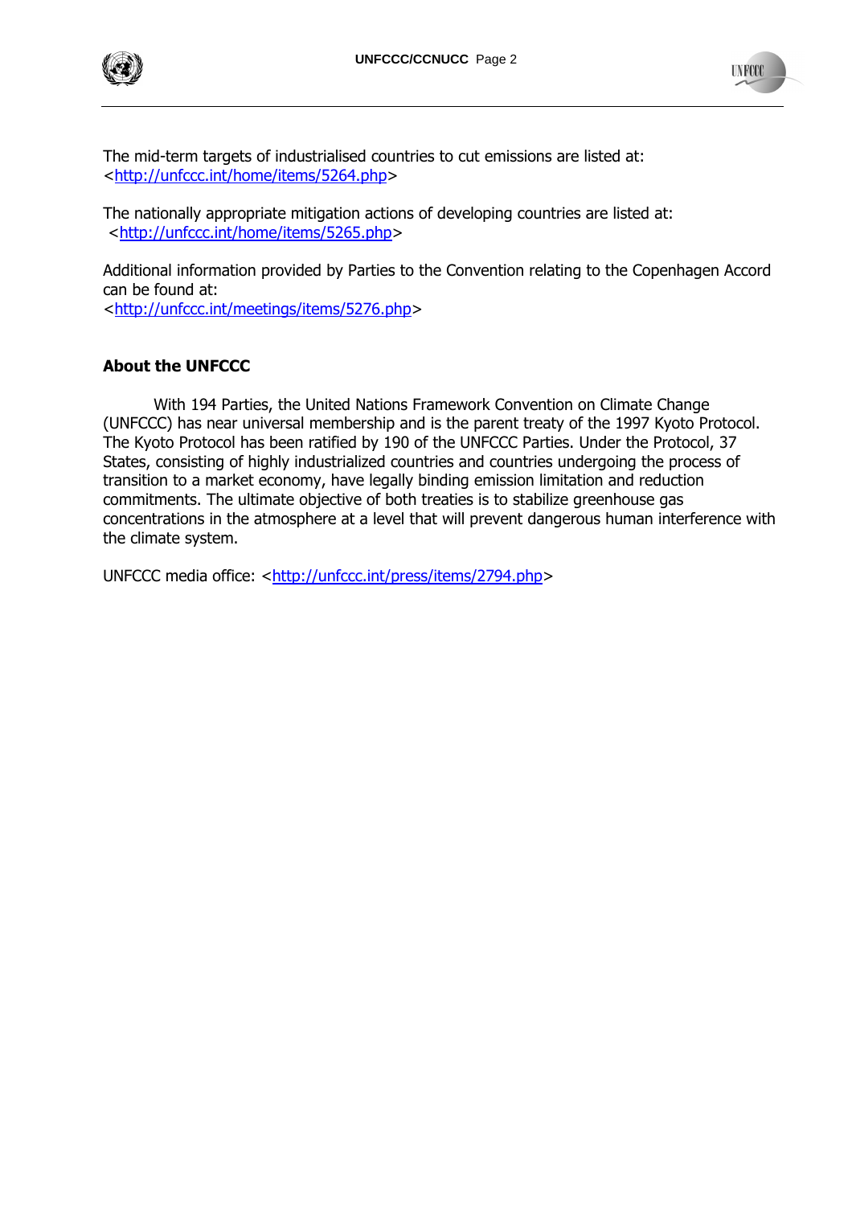The mid-term targets of industrialised countries to cut emissions are listed at:
<http://unfccc.int/home/items/5264.php>

The nationally appropriate mitigation actions of developing countries are listed at:
<http://unfccc.int/home/items/5265.php>

Additional information provided by Parties to the Convention relating to the Copenhagen Accord can be found at:
<http://unfccc.int/meetings/items/5276.php>

**About the UNFCCC**

With 194 Parties, the United Nations Framework Convention on Climate Change (UNFCCC) has near universal membership and is the parent treaty of the 1997 Kyoto Protocol. The Kyoto Protocol has been ratified by 190 of the UNFCCC Parties. Under the Protocol, 37 States, consisting of highly industrialized countries and countries undergoing the process of transition to a market economy, have legally binding emission limitation and reduction commitments. The ultimate objective of both treaties is to stabilize greenhouse gas concentrations in the atmosphere at a level that will prevent dangerous human interference with the climate system.

UNFCCC media office: <http://unfccc.int/press/items/2794.php>